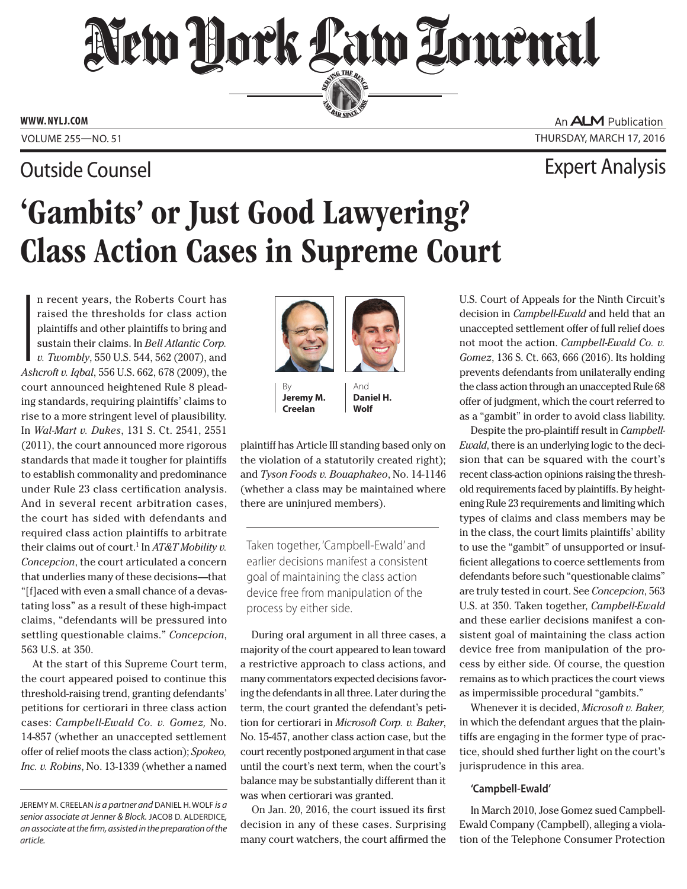Outside Counsel

Expert Analysis

# 'Gambits' or Just Good Lawyering? Class Action Cases in Supreme Court

By **Jeremy M. Creelan** And **Daniel H. Wolf**

In recent years, the Roberts Court has raised the thresholds for class action plaintiffs and other plaintiffs to bring and sustain their claims. In *Bell Atlantic Corp. v. Twombly*, 550 U.S. 544, 562 (2007), and *Ashcroft v. Iqbal*, 556 U.S. 662, 678 (2009), the court announced heightened Rule 8 pleading standards, requiring plaintiffs' claims to rise to a more stringent level of plausibility. In *Wal-Mart v. Dukes*, 131 S. Ct. 2541, 2551 (2011), the court announced more rigorous standards that made it tougher for plaintiffs to establish commonality and predominance under Rule 23 class certification analysis. And in several recent arbitration cases, the court has sided with defendants and required class action plaintiffs to arbitrate their claims out of court.[1] In *AT&T Mobility v. Concepcion*, the court articulated a concern that underlies many of these decisions—that "[f]aced with even a small chance of a devastating loss" as a result of these high-impact claims, "defendants will be pressured into settling questionable claims." *Concepcion*, 563 U.S. at 350.

At the start of this Supreme Court term, the court appeared poised to continue this threshold-raising trend, granting defendants' petitions for certiorari in three class action cases: *Campbell-Ewald Co. v. Gomez,* No. 14-857 (whether an unaccepted settlement offer of relief moots the class action); *Spokeo, Inc. v. Robins*, No. 13-1339 (whether a named plaintiff has Article III standing based only on the violation of a statutorily created right); and *Tyson Foods v. Bouaphakeo*, No. 14-1146 (whether a class may be maintained where there are uninjured members).

> Taken together, 'Campbell-Ewald' and earlier decisions manifest a consistent goal of maintaining the class action device free from manipulation of the process by either side.

During oral argument in all three cases, a majority of the court appeared to lean toward a restrictive approach to class actions, and many commentators expected decisions favoring the defendants in all three. Later during the term, the court granted the defendant's petition for certiorari in *Microsoft Corp. v. Baker*, No. 15-457, another class action case, but the court recently postponed argument in that case until the court's next term, when the court's balance may be substantially different than it was when certiorari was granted.

On Jan. 20, 2016, the court issued its first decision in any of these cases. Surprising many court watchers, the court affirmed the U.S. Court of Appeals for the Ninth Circuit's decision in *Campbell-Ewald* and held that an unaccepted settlement offer of full relief does not moot the action. *Campbell-Ewald Co. v. Gomez*, 136 S. Ct. 663, 666 (2016). Its holding prevents defendants from unilaterally ending the class action through an unaccepted Rule 68 offer of judgment, which the court referred to as a "gambit" in order to avoid class liability.

Despite the pro-plaintiff result in *Campbell-Ewald*, there is an underlying logic to the decision that can be squared with the court's recent class-action opinions raising the threshold requirements faced by plaintiffs. By heightening Rule 23 requirements and limiting which types of claims and class members may be in the class, the court limits plaintiffs' ability to use the "gambit" of unsupported or insufficient allegations to coerce settlements from defendants before such "questionable claims" are truly tested in court. See *Concepcion*, 563 U.S. at 350. Taken together, *Campbell-Ewald* and these earlier decisions manifest a consistent goal of maintaining the class action device free from manipulation of the process by either side. Of course, the question remains as to which practices the court views as impermissible procedural "gambits."

Whenever it is decided, *Microsoft v. Baker,* in which the defendant argues that the plaintiffs are engaging in the former type of practice, should shed further light on the court's jurisprudence in this area.

### 'Campbell-Ewald'

In March 2010, Jose Gomez sued Campbell-Ewald Company (Campbell), alleging a violation of the Telephone Consumer Protection

---

JEREMY M. CREELAN *is a partner and* DANIEL H. WOLF *is a senior associate at Jenner & Block.* JACOB D. ALDERDICE, *an associate at the firm, assisted in the preparation of the article.*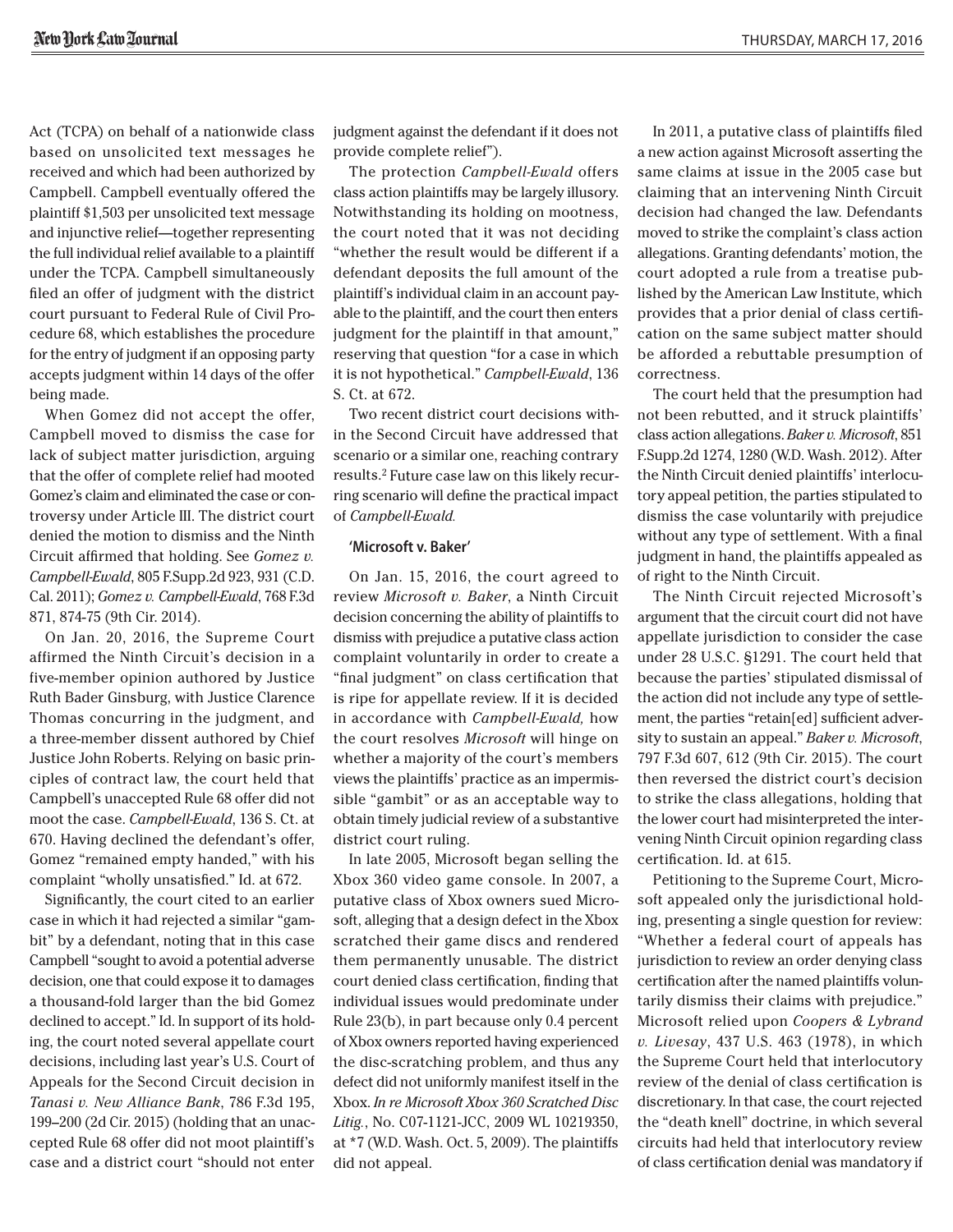Act (TCPA) on behalf of a nationwide class based on unsolicited text messages he received and which had been authorized by Campbell. Campbell eventually offered the plaintiff $1,503 per unsolicited text message and injunctive relief—together representing the full individual relief available to a plaintiff under the TCPA. Campbell simultaneously filed an offer of judgment with the district court pursuant to Federal Rule of Civil Procedure 68, which establishes the procedure for the entry of judgment if an opposing party accepts judgment within 14 days of the offer being made.

When Gomez did not accept the offer, Campbell moved to dismiss the case for lack of subject matter jurisdiction, arguing that the offer of complete relief had mooted Gomez's claim and eliminated the case or controversy under Article III. The district court denied the motion to dismiss and the Ninth Circuit affirmed that holding. See *Gomez v. Campbell-Ewald*, 805 F.Supp.2d 923, 931 (C.D. Cal. 2011); *Gomez v. Campbell-Ewald*, 768 F.3d 871, 874-75 (9th Cir. 2014).

On Jan. 20, 2016, the Supreme Court affirmed the Ninth Circuit's decision in a five-member opinion authored by Justice Ruth Bader Ginsburg, with Justice Clarence Thomas concurring in the judgment, and a three-member dissent authored by Chief Justice John Roberts. Relying on basic principles of contract law, the court held that Campbell's unaccepted Rule 68 offer did not moot the case. *Campbell-Ewald*, 136 S. Ct. at 670. Having declined the defendant's offer, Gomez "remained empty handed," with his complaint "wholly unsatisfied." Id. at 672.

Significantly, the court cited to an earlier case in which it had rejected a similar "gambit" by a defendant, noting that in this case Campbell "sought to avoid a potential adverse decision, one that could expose it to damages a thousand-fold larger than the bid Gomez declined to accept." Id. In support of its holding, the court noted several appellate court decisions, including last year's U.S. Court of Appeals for the Second Circuit decision in *Tanasi v. New Alliance Bank*, 786 F.3d 195, 199–200 (2d Cir. 2015) (holding that an unaccepted Rule 68 offer did not moot plaintiff's case and a district court "should not enter judgment against the defendant if it does not provide complete relief").

The protection *Campbell-Ewald* offers class action plaintiffs may be largely illusory. Notwithstanding its holding on mootness, the court noted that it was not deciding "whether the result would be different if a defendant deposits the full amount of the plaintiff's individual claim in an account payable to the plaintiff, and the court then enters judgment for the plaintiff in that amount," reserving that question "for a case in which it is not hypothetical." *Campbell-Ewald*, 136 S. Ct. at 672.

Two recent district court decisions within the Second Circuit have addressed that scenario or a similar one, reaching contrary results.[2] Future case law on this likely recurring scenario will define the practical impact of *Campbell-Ewald.*

### 'Microsoft v. Baker'

On Jan. 15, 2016, the court agreed to review *Microsoft v. Baker*, a Ninth Circuit decision concerning the ability of plaintiffs to dismiss with prejudice a putative class action complaint voluntarily in order to create a "final judgment" on class certification that is ripe for appellate review. If it is decided in accordance with *Campbell-Ewald,* how the court resolves *Microsoft* will hinge on whether a majority of the court's members views the plaintiffs' practice as an impermissible "gambit" or as an acceptable way to obtain timely judicial review of a substantive district court ruling.

In late 2005, Microsoft began selling the Xbox 360 video game console. In 2007, a putative class of Xbox owners sued Microsoft, alleging that a design defect in the Xbox scratched their game discs and rendered them permanently unusable. The district court denied class certification, finding that individual issues would predominate under Rule 23(b), in part because only 0.4 percent of Xbox owners reported having experienced the disc-scratching problem, and thus any defect did not uniformly manifest itself in the Xbox. *In re Microsoft Xbox 360 Scratched Disc Litig.*, No. C07-1121-JCC, 2009 WL 10219350, at *7 (W.D. Wash. Oct. 5, 2009). The plaintiffs did not appeal.

In 2011, a putative class of plaintiffs filed a new action against Microsoft asserting the same claims at issue in the 2005 case but claiming that an intervening Ninth Circuit decision had changed the law. Defendants moved to strike the complaint's class action allegations. Granting defendants' motion, the court adopted a rule from a treatise published by the American Law Institute, which provides that a prior denial of class certification on the same subject matter should be afforded a rebuttable presumption of correctness.

The court held that the presumption had not been rebutted, and it struck plaintiffs' class action allegations. *Baker v. Microsoft*, 851 F.Supp.2d 1274, 1280 (W.D. Wash. 2012). After the Ninth Circuit denied plaintiffs' interlocutory appeal petition, the parties stipulated to dismiss the case voluntarily with prejudice without any type of settlement. With a final judgment in hand, the plaintiffs appealed as of right to the Ninth Circuit.

The Ninth Circuit rejected Microsoft's argument that the circuit court did not have appellate jurisdiction to consider the case under 28 U.S.C. §1291. The court held that because the parties' stipulated dismissal of the action did not include any type of settlement, the parties "retain[ed] sufficient adversity to sustain an appeal." *Baker v. Microsoft*, 797 F.3d 607, 612 (9th Cir. 2015). The court then reversed the district court's decision to strike the class allegations, holding that the lower court had misinterpreted the intervening Ninth Circuit opinion regarding class certification. Id. at 615.

Petitioning to the Supreme Court, Microsoft appealed only the jurisdictional holding, presenting a single question for review: "Whether a federal court of appeals has jurisdiction to review an order denying class certification after the named plaintiffs voluntarily dismiss their claims with prejudice." Microsoft relied upon *Coopers & Lybrand v. Livesay*, 437 U.S. 463 (1978), in which the Supreme Court held that interlocutory review of the denial of class certification is discretionary. In that case, the court rejected the "death knell" doctrine, in which several circuits had held that interlocutory review of class certification denial was mandatory if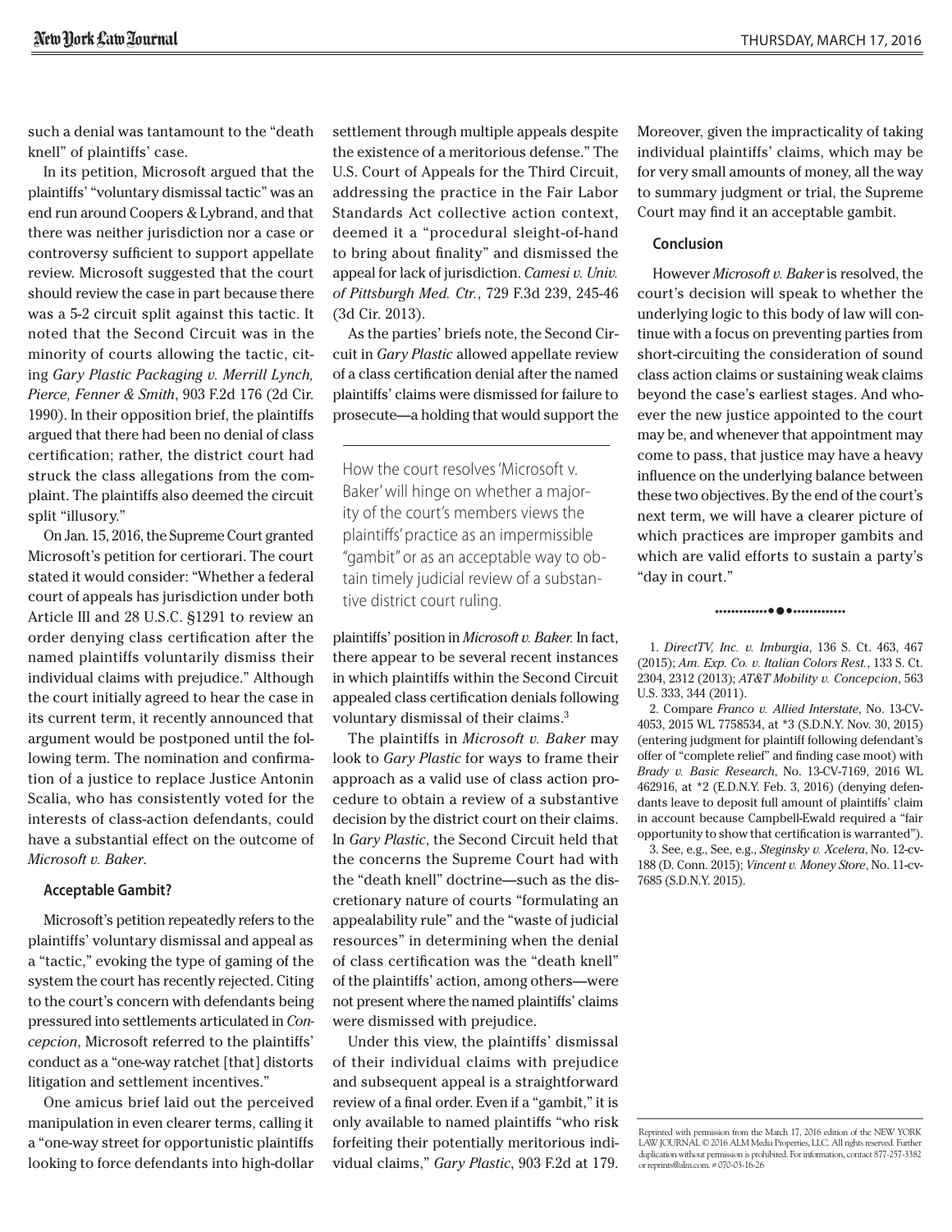such a denial was tantamount to the "death knell" of plaintiffs' case.

In its petition, Microsoft argued that the plaintiffs' "voluntary dismissal tactic" was an end run around Coopers & Lybrand, and that there was neither jurisdiction nor a case or controversy sufficient to support appellate review. Microsoft suggested that the court should review the case in part because there was a 5-2 circuit split against this tactic. It noted that the Second Circuit was in the minority of courts allowing the tactic, citing *Gary Plastic Packaging v. Merrill Lynch, Pierce, Fenner & Smith*, 903 F.2d 176 (2d Cir. 1990). In their opposition brief, the plaintiffs argued that there had been no denial of class certification; rather, the district court had struck the class allegations from the complaint. The plaintiffs also deemed the circuit split "illusory."

On Jan. 15, 2016, the Supreme Court granted Microsoft's petition for certiorari. The court stated it would consider: "Whether a federal court of appeals has jurisdiction under both Article III and 28 U.S.C. §1291 to review an order denying class certification after the named plaintiffs voluntarily dismiss their individual claims with prejudice." Although the court initially agreed to hear the case in its current term, it recently announced that argument would be postponed until the following term. The nomination and confirmation of a justice to replace Justice Antonin Scalia, who has consistently voted for the interests of class-action defendants, could have a substantial effect on the outcome of *Microsoft v. Baker*.

### Acceptable Gambit?

Microsoft's petition repeatedly refers to the plaintiffs' voluntary dismissal and appeal as a "tactic," evoking the type of gaming of the system the court has recently rejected. Citing to the court's concern with defendants being pressured into settlements articulated in *Concepcion*, Microsoft referred to the plaintiffs' conduct as a "one-way ratchet [that] distorts litigation and settlement incentives."

One amicus brief laid out the perceived manipulation in even clearer terms, calling it a "one-way street for opportunistic plaintiffs looking to force defendants into high-dollar settlement through multiple appeals despite the existence of a meritorious defense." The U.S. Court of Appeals for the Third Circuit, addressing the practice in the Fair Labor Standards Act collective action context, deemed it a "procedural sleight-of-hand to bring about finality" and dismissed the appeal for lack of jurisdiction. *Camesi v. Univ. of Pittsburgh Med. Ctr.*, 729 F.3d 239, 245-46 (3d Cir. 2013).

As the parties' briefs note, the Second Circuit in *Gary Plastic* allowed appellate review of a class certification denial after the named plaintiffs' claims were dismissed for failure to prosecute—a holding that would support the plaintiffs' position in *Microsoft v. Baker*. In fact, there appear to be several recent instances in which plaintiffs within the Second Circuit appealed class certification denials following voluntary dismissal of their claims.[3]

> How the court resolves 'Microsoft v. Baker' will hinge on whether a majority of the court's members views the plaintiffs' practice as an impermissible "gambit" or as an acceptable way to obtain timely judicial review of a substantive district court ruling.

The plaintiffs in *Microsoft v. Baker* may look to *Gary Plastic* for ways to frame their approach as a valid use of class action procedure to obtain a review of a substantive decision by the district court on their claims. In *Gary Plastic*, the Second Circuit held that the concerns the Supreme Court had with the "death knell" doctrine—such as the discretionary nature of courts "formulating an appealability rule" and the "waste of judicial resources" in determining when the denial of class certification was the "death knell" of the plaintiffs' action, among others—were not present where the named plaintiffs' claims were dismissed with prejudice.

Under this view, the plaintiffs' dismissal of their individual claims with prejudice and subsequent appeal is a straightforward review of a final order. Even if a "gambit," it is only available to named plaintiffs "who risk forfeiting their potentially meritorious individual claims," *Gary Plastic*, 903 F.2d at 179. Moreover, given the impracticality of taking individual plaintiffs' claims, which may be for very small amounts of money, all the way to summary judgment or trial, the Supreme Court may find it an acceptable gambit.

### Conclusion

However *Microsoft v. Baker* is resolved, the court's decision will speak to whether the underlying logic to this body of law will continue with a focus on preventing parties from short-circuiting the consideration of sound class action claims or sustaining weak claims beyond the case's earliest stages. And whoever the new justice appointed to the court may be, and whenever that appointment may come to pass, that justice may have a heavy influence on the underlying balance between these two objectives. By the end of the court's next term, we will have a clearer picture of which practices are improper gambits and which are valid efforts to sustain a party's "day in court."

---

1. *DirectTV, Inc. v. Imburgia*, 136 S. Ct. 463, 467 (2015); *Am. Exp. Co. v. Italian Colors Rest.*, 133 S. Ct. 2304, 2312 (2013); *AT&T Mobility v. Concepcion*, 563 U.S. 333, 344 (2011).

2. Compare *Franco v. Allied Interstate*, No. 13-CV-4053, 2015 WL 7758534, at *3 (S.D.N.Y. Nov. 30, 2015) (entering judgment for plaintiff following defendant's offer of "complete relief" and finding case moot) with *Brady v. Basic Research*, No. 13-CV-7169, 2016 WL 462916, at *2 (E.D.N.Y. Feb. 3, 2016) (denying defendants leave to deposit full amount of plaintiffs' claim in account because Campbell-Ewald required a "fair opportunity to show that certification is warranted").

3. See, e.g., See, e.g., *Steginsky v. Xcelera*, No. 12-cv-188 (D. Conn. 2015); *Vincent v. Money Store*, No. 11-cv-7685 (S.D.N.Y. 2015).

Reprinted with permission from the March 17, 2016 edition of the NEW YORK LAW JOURNAL © 2016 ALM Media Properties, LLC. All rights reserved. Further duplication without permission is prohibited. For information, contact 877-257-3382 or reprints@alm.com. # 070-03-16-26